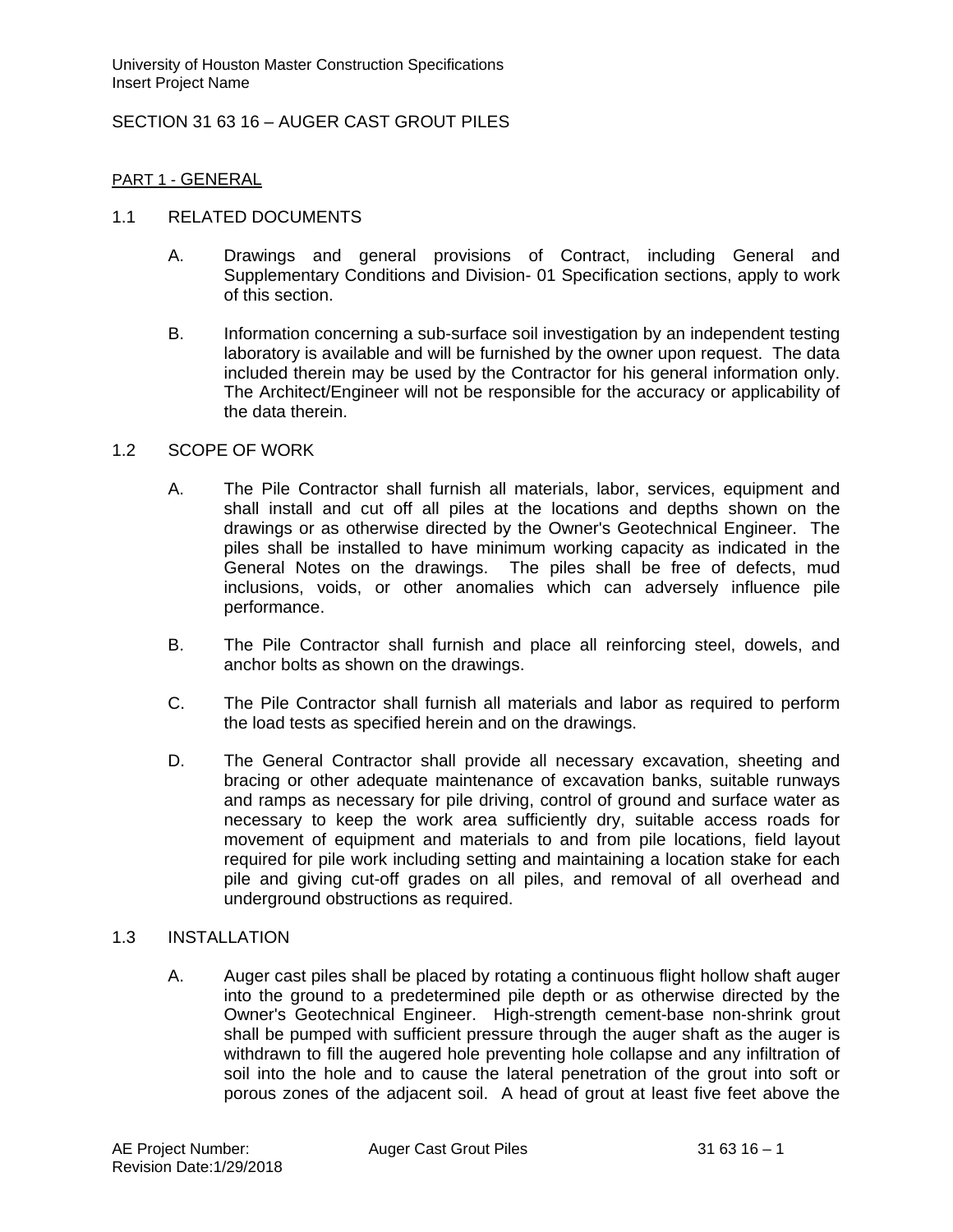SECTION 31 63 16 – AUGER CAST GROUT PILES

PART 1 - GENERAL

1.1 RELATED DOCUMENTS

A. Drawings and general provisions of Contract, including General and Supplementary Conditions and Division- 01 Specification sections, apply to work of this section.

B. Information concerning a sub-surface soil investigation by an independent testing laboratory is available and will be furnished by the owner upon request. The data included therein may be used by the Contractor for his general information only. The Architect/Engineer will not be responsible for the accuracy or applicability of the data therein.

1.2 SCOPE OF WORK

A. The Pile Contractor shall furnish all materials, labor, services, equipment and shall install and cut off all piles at the locations and depths shown on the drawings or as otherwise directed by the Owner's Geotechnical Engineer. The piles shall be installed to have minimum working capacity as indicated in the General Notes on the drawings. The piles shall be free of defects, mud inclusions, voids, or other anomalies which can adversely influence pile performance.

B. The Pile Contractor shall furnish and place all reinforcing steel, dowels, and anchor bolts as shown on the drawings.

C. The Pile Contractor shall furnish all materials and labor as required to perform the load tests as specified herein and on the drawings.

D. The General Contractor shall provide all necessary excavation, sheeting and bracing or other adequate maintenance of excavation banks, suitable runways and ramps as necessary for pile driving, control of ground and surface water as necessary to keep the work area sufficiently dry, suitable access roads for movement of equipment and materials to and from pile locations, field layout required for pile work including setting and maintaining a location stake for each pile and giving cut-off grades on all piles, and removal of all overhead and underground obstructions as required.

1.3 INSTALLATION

A. Auger cast piles shall be placed by rotating a continuous flight hollow shaft auger into the ground to a predetermined pile depth or as otherwise directed by the Owner's Geotechnical Engineer. High-strength cement-base non-shrink grout shall be pumped with sufficient pressure through the auger shaft as the auger is withdrawn to fill the augered hole preventing hole collapse and any infiltration of soil into the hole and to cause the lateral penetration of the grout into soft or porous zones of the adjacent soil. A head of grout at least five feet above the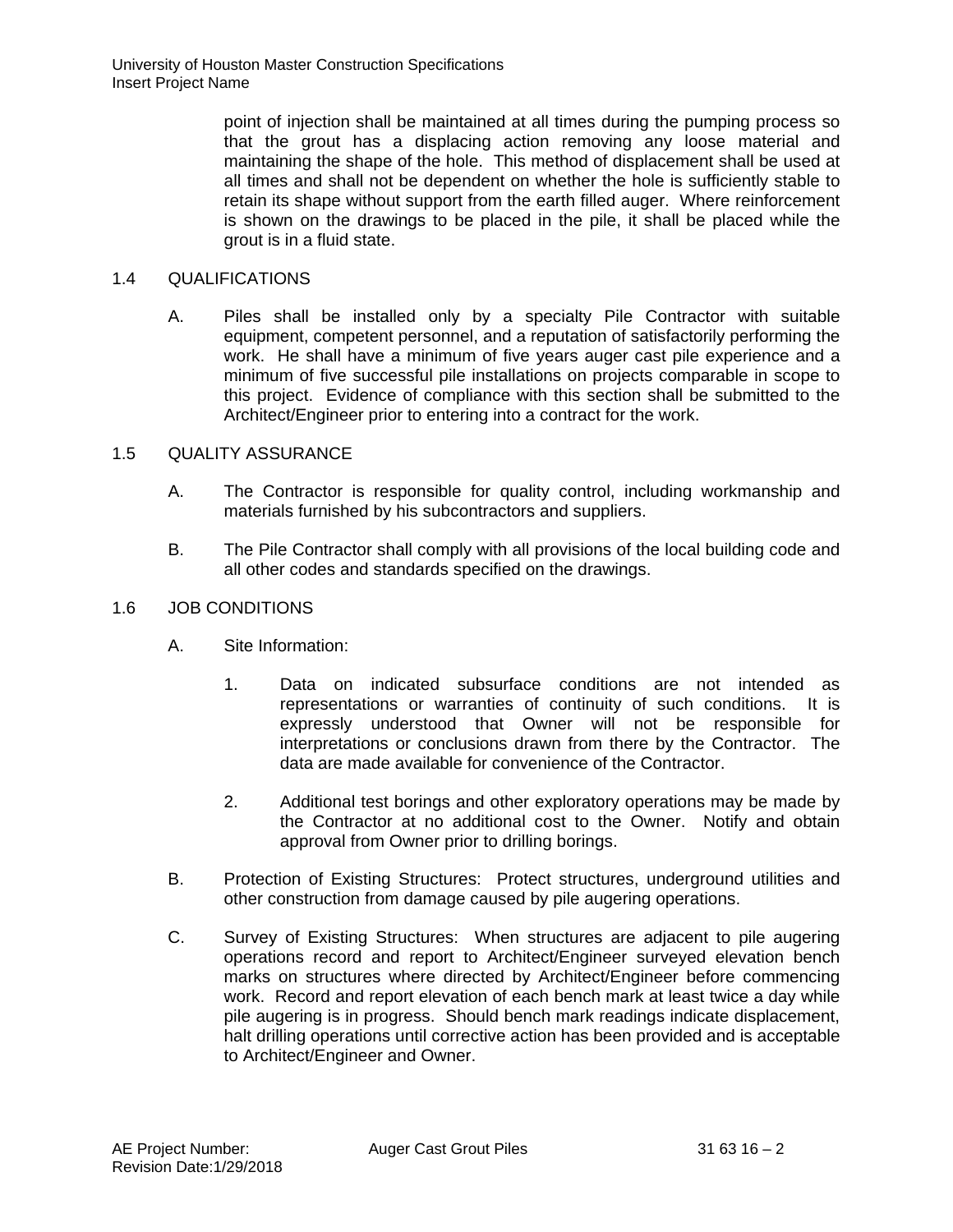point of injection shall be maintained at all times during the pumping process so that the grout has a displacing action removing any loose material and maintaining the shape of the hole. This method of displacement shall be used at all times and shall not be dependent on whether the hole is sufficiently stable to retain its shape without support from the earth filled auger. Where reinforcement is shown on the drawings to be placed in the pile, it shall be placed while the grout is in a fluid state.

## 1.4 QUALIFICATIONS

A. Piles shall be installed only by a specialty Pile Contractor with suitable equipment, competent personnel, and a reputation of satisfactorily performing the work. He shall have a minimum of five years auger cast pile experience and a minimum of five successful pile installations on projects comparable in scope to this project. Evidence of compliance with this section shall be submitted to the Architect/Engineer prior to entering into a contract for the work.

## 1.5 QUALITY ASSURANCE

A. The Contractor is responsible for quality control, including workmanship and materials furnished by his subcontractors and suppliers.

B. The Pile Contractor shall comply with all provisions of the local building code and all other codes and standards specified on the drawings.

## 1.6 JOB CONDITIONS

A. Site Information:

1. Data on indicated subsurface conditions are not intended as representations or warranties of continuity of such conditions. It is expressly understood that Owner will not be responsible for interpretations or conclusions drawn from there by the Contractor. The data are made available for convenience of the Contractor.

2. Additional test borings and other exploratory operations may be made by the Contractor at no additional cost to the Owner. Notify and obtain approval from Owner prior to drilling borings.

B. Protection of Existing Structures: Protect structures, underground utilities and other construction from damage caused by pile augering operations.

C. Survey of Existing Structures: When structures are adjacent to pile augering operations record and report to Architect/Engineer surveyed elevation bench marks on structures where directed by Architect/Engineer before commencing work. Record and report elevation of each bench mark at least twice a day while pile augering is in progress. Should bench mark readings indicate displacement, halt drilling operations until corrective action has been provided and is acceptable to Architect/Engineer and Owner.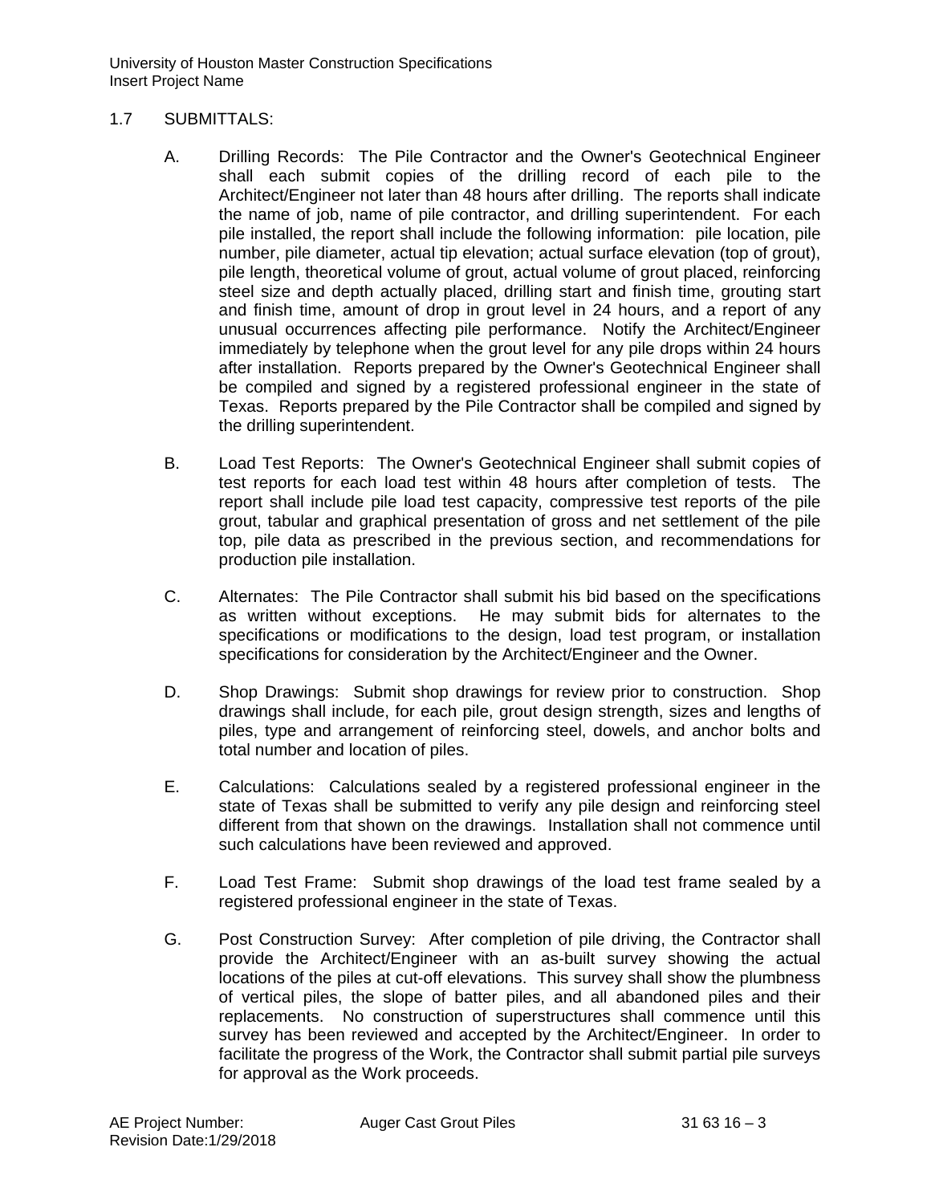## 1.7 SUBMITTALS:

A. Drilling Records: The Pile Contractor and the Owner's Geotechnical Engineer shall each submit copies of the drilling record of each pile to the Architect/Engineer not later than 48 hours after drilling. The reports shall indicate the name of job, name of pile contractor, and drilling superintendent. For each pile installed, the report shall include the following information: pile location, pile number, pile diameter, actual tip elevation; actual surface elevation (top of grout), pile length, theoretical volume of grout, actual volume of grout placed, reinforcing steel size and depth actually placed, drilling start and finish time, grouting start and finish time, amount of drop in grout level in 24 hours, and a report of any unusual occurrences affecting pile performance. Notify the Architect/Engineer immediately by telephone when the grout level for any pile drops within 24 hours after installation. Reports prepared by the Owner's Geotechnical Engineer shall be compiled and signed by a registered professional engineer in the state of Texas. Reports prepared by the Pile Contractor shall be compiled and signed by the drilling superintendent.

B. Load Test Reports: The Owner's Geotechnical Engineer shall submit copies of test reports for each load test within 48 hours after completion of tests. The report shall include pile load test capacity, compressive test reports of the pile grout, tabular and graphical presentation of gross and net settlement of the pile top, pile data as prescribed in the previous section, and recommendations for production pile installation.

C. Alternates: The Pile Contractor shall submit his bid based on the specifications as written without exceptions. He may submit bids for alternates to the specifications or modifications to the design, load test program, or installation specifications for consideration by the Architect/Engineer and the Owner.

D. Shop Drawings: Submit shop drawings for review prior to construction. Shop drawings shall include, for each pile, grout design strength, sizes and lengths of piles, type and arrangement of reinforcing steel, dowels, and anchor bolts and total number and location of piles.

E. Calculations: Calculations sealed by a registered professional engineer in the state of Texas shall be submitted to verify any pile design and reinforcing steel different from that shown on the drawings. Installation shall not commence until such calculations have been reviewed and approved.

F. Load Test Frame: Submit shop drawings of the load test frame sealed by a registered professional engineer in the state of Texas.

G. Post Construction Survey: After completion of pile driving, the Contractor shall provide the Architect/Engineer with an as-built survey showing the actual locations of the piles at cut-off elevations. This survey shall show the plumbness of vertical piles, the slope of batter piles, and all abandoned piles and their replacements. No construction of superstructures shall commence until this survey has been reviewed and accepted by the Architect/Engineer. In order to facilitate the progress of the Work, the Contractor shall submit partial pile surveys for approval as the Work proceeds.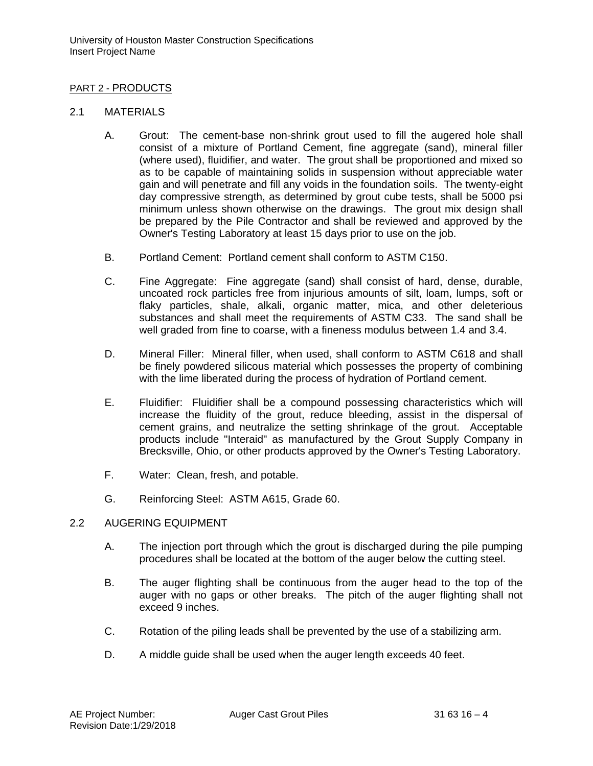## PART 2 - PRODUCTS

### 2.1 MATERIALS

A. Grout: The cement-base non-shrink grout used to fill the augered hole shall consist of a mixture of Portland Cement, fine aggregate (sand), mineral filler (where used), fluidifier, and water. The grout shall be proportioned and mixed so as to be capable of maintaining solids in suspension without appreciable water gain and will penetrate and fill any voids in the foundation soils. The twenty-eight day compressive strength, as determined by grout cube tests, shall be 5000 psi minimum unless shown otherwise on the drawings. The grout mix design shall be prepared by the Pile Contractor and shall be reviewed and approved by the Owner's Testing Laboratory at least 15 days prior to use on the job.

B. Portland Cement: Portland cement shall conform to ASTM C150.

C. Fine Aggregate: Fine aggregate (sand) shall consist of hard, dense, durable, uncoated rock particles free from injurious amounts of silt, loam, lumps, soft or flaky particles, shale, alkali, organic matter, mica, and other deleterious substances and shall meet the requirements of ASTM C33. The sand shall be well graded from fine to coarse, with a fineness modulus between 1.4 and 3.4.

D. Mineral Filler: Mineral filler, when used, shall conform to ASTM C618 and shall be finely powdered silicous material which possesses the property of combining with the lime liberated during the process of hydration of Portland cement.

E. Fluidifier: Fluidifier shall be a compound possessing characteristics which will increase the fluidity of the grout, reduce bleeding, assist in the dispersal of cement grains, and neutralize the setting shrinkage of the grout. Acceptable products include "Interaid" as manufactured by the Grout Supply Company in Brecksville, Ohio, or other products approved by the Owner's Testing Laboratory.

F. Water: Clean, fresh, and potable.

G. Reinforcing Steel: ASTM A615, Grade 60.

### 2.2 AUGERING EQUIPMENT

A. The injection port through which the grout is discharged during the pile pumping procedures shall be located at the bottom of the auger below the cutting steel.

B. The auger flighting shall be continuous from the auger head to the top of the auger with no gaps or other breaks. The pitch of the auger flighting shall not exceed 9 inches.

C. Rotation of the piling leads shall be prevented by the use of a stabilizing arm.

D. A middle guide shall be used when the auger length exceeds 40 feet.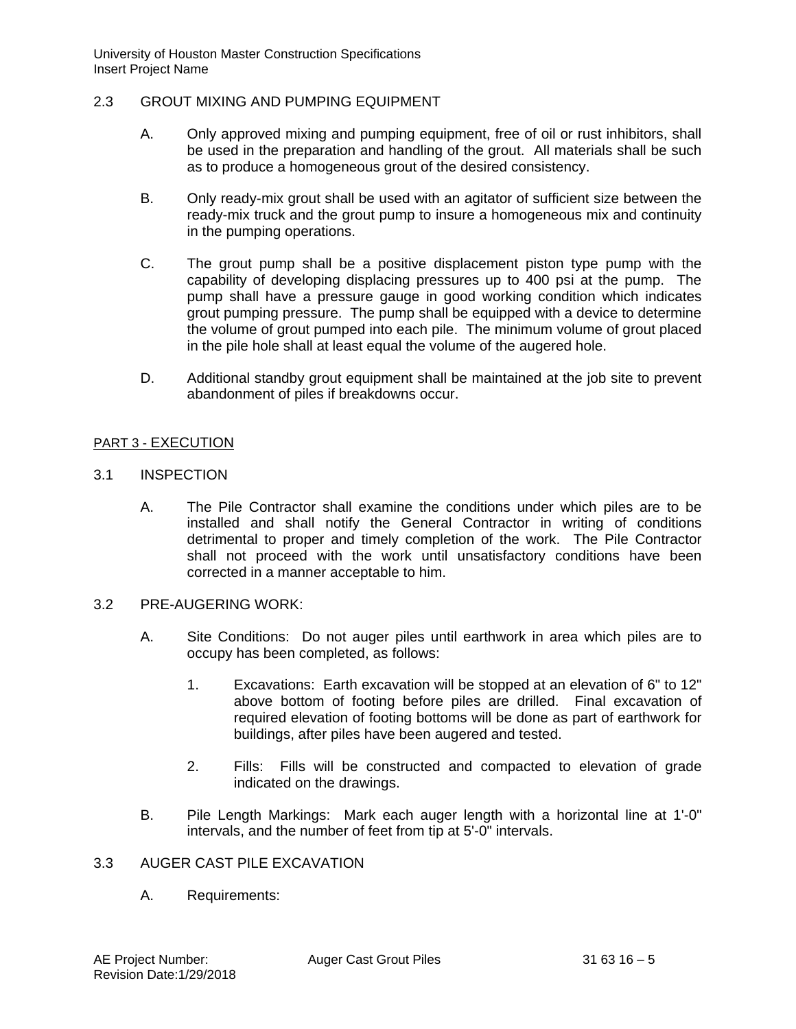## 2.3 GROUT MIXING AND PUMPING EQUIPMENT

A. Only approved mixing and pumping equipment, free of oil or rust inhibitors, shall be used in the preparation and handling of the grout. All materials shall be such as to produce a homogeneous grout of the desired consistency.

B. Only ready-mix grout shall be used with an agitator of sufficient size between the ready-mix truck and the grout pump to insure a homogeneous mix and continuity in the pumping operations.

C. The grout pump shall be a positive displacement piston type pump with the capability of developing displacing pressures up to 400 psi at the pump. The pump shall have a pressure gauge in good working condition which indicates grout pumping pressure. The pump shall be equipped with a device to determine the volume of grout pumped into each pile. The minimum volume of grout placed in the pile hole shall at least equal the volume of the augered hole.

D. Additional standby grout equipment shall be maintained at the job site to prevent abandonment of piles if breakdowns occur.

# PART 3 - EXECUTION

## 3.1 INSPECTION

A. The Pile Contractor shall examine the conditions under which piles are to be installed and shall notify the General Contractor in writing of conditions detrimental to proper and timely completion of the work. The Pile Contractor shall not proceed with the work until unsatisfactory conditions have been corrected in a manner acceptable to him.

## 3.2 PRE-AUGERING WORK:

A. Site Conditions: Do not auger piles until earthwork in area which piles are to occupy has been completed, as follows:

1. Excavations: Earth excavation will be stopped at an elevation of 6" to 12" above bottom of footing before piles are drilled. Final excavation of required elevation of footing bottoms will be done as part of earthwork for buildings, after piles have been augered and tested.

2. Fills: Fills will be constructed and compacted to elevation of grade indicated on the drawings.

B. Pile Length Markings: Mark each auger length with a horizontal line at 1'-0" intervals, and the number of feet from tip at 5'-0" intervals.

## 3.3 AUGER CAST PILE EXCAVATION

A. Requirements: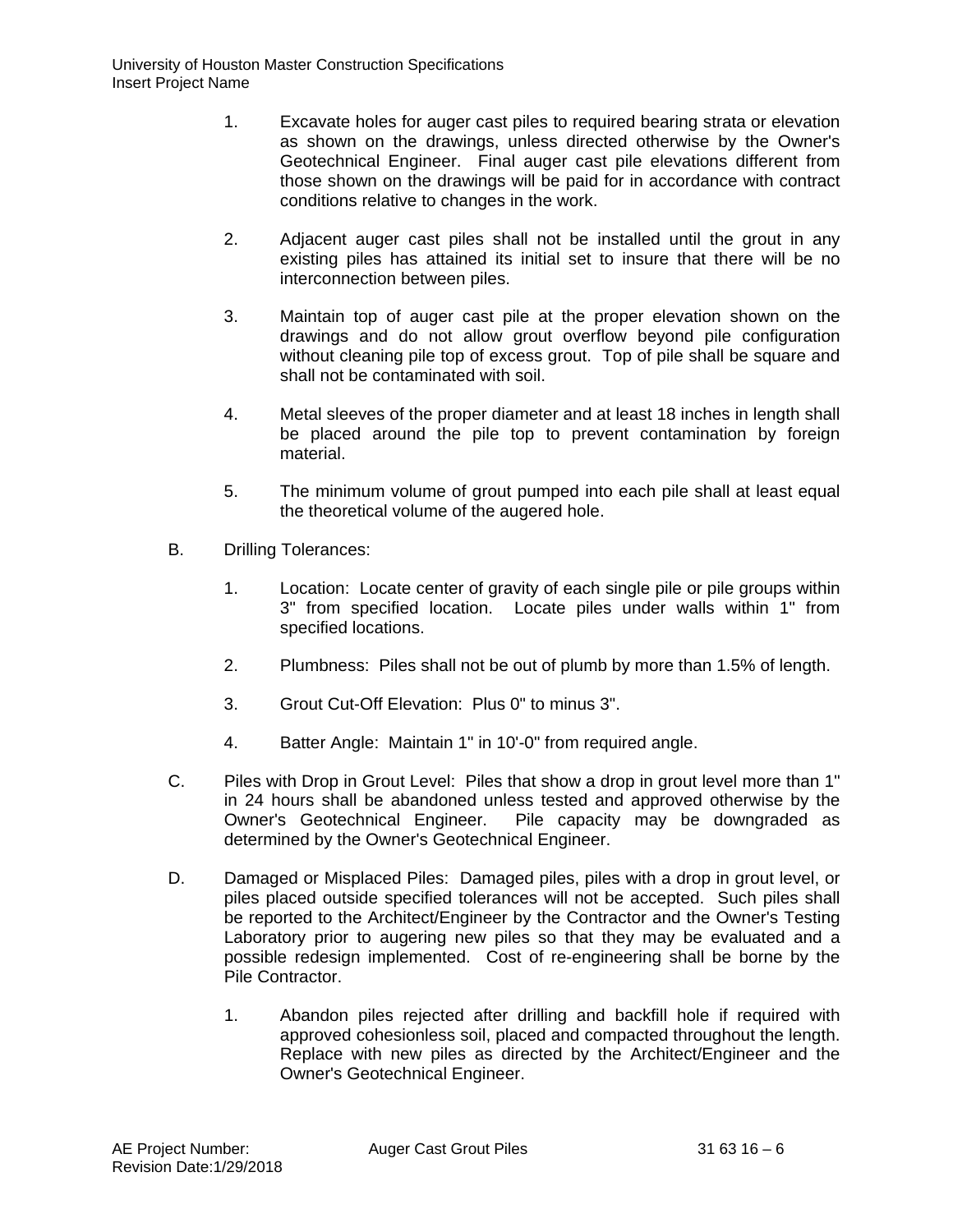1. Excavate holes for auger cast piles to required bearing strata or elevation as shown on the drawings, unless directed otherwise by the Owner's Geotechnical Engineer. Final auger cast pile elevations different from those shown on the drawings will be paid for in accordance with contract conditions relative to changes in the work.

2. Adjacent auger cast piles shall not be installed until the grout in any existing piles has attained its initial set to insure that there will be no interconnection between piles.

3. Maintain top of auger cast pile at the proper elevation shown on the drawings and do not allow grout overflow beyond pile configuration without cleaning pile top of excess grout. Top of pile shall be square and shall not be contaminated with soil.

4. Metal sleeves of the proper diameter and at least 18 inches in length shall be placed around the pile top to prevent contamination by foreign material.

5. The minimum volume of grout pumped into each pile shall at least equal the theoretical volume of the augered hole.

B. Drilling Tolerances:

1. Location: Locate center of gravity of each single pile or pile groups within 3" from specified location. Locate piles under walls within 1" from specified locations.

2. Plumbness: Piles shall not be out of plumb by more than 1.5% of length.

3. Grout Cut-Off Elevation: Plus 0" to minus 3".

4. Batter Angle: Maintain 1" in 10'-0" from required angle.

C. Piles with Drop in Grout Level: Piles that show a drop in grout level more than 1" in 24 hours shall be abandoned unless tested and approved otherwise by the Owner's Geotechnical Engineer. Pile capacity may be downgraded as determined by the Owner's Geotechnical Engineer.

D. Damaged or Misplaced Piles: Damaged piles, piles with a drop in grout level, or piles placed outside specified tolerances will not be accepted. Such piles shall be reported to the Architect/Engineer by the Contractor and the Owner's Testing Laboratory prior to augering new piles so that they may be evaluated and a possible redesign implemented. Cost of re-engineering shall be borne by the Pile Contractor.

1. Abandon piles rejected after drilling and backfill hole if required with approved cohesionless soil, placed and compacted throughout the length. Replace with new piles as directed by the Architect/Engineer and the Owner's Geotechnical Engineer.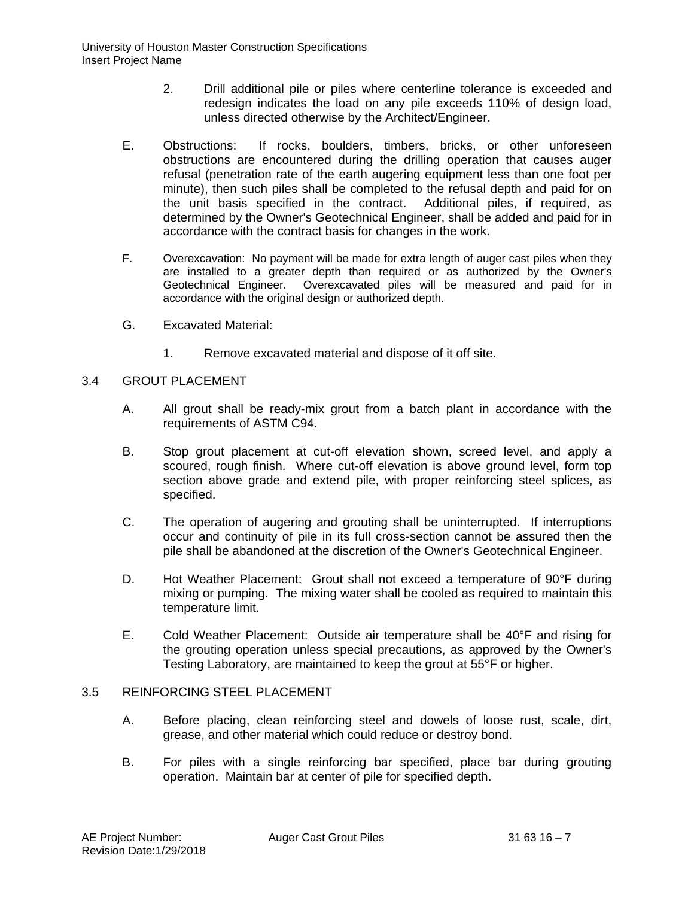2. Drill additional pile or piles where centerline tolerance is exceeded and redesign indicates the load on any pile exceeds 110% of design load, unless directed otherwise by the Architect/Engineer.

E. Obstructions: If rocks, boulders, timbers, bricks, or other unforeseen obstructions are encountered during the drilling operation that causes auger refusal (penetration rate of the earth augering equipment less than one foot per minute), then such piles shall be completed to the refusal depth and paid for on the unit basis specified in the contract. Additional piles, if required, as determined by the Owner's Geotechnical Engineer, shall be added and paid for in accordance with the contract basis for changes in the work.

F. Overexcavation: No payment will be made for extra length of auger cast piles when they are installed to a greater depth than required or as authorized by the Owner's Geotechnical Engineer. Overexcavated piles will be measured and paid for in accordance with the original design or authorized depth.

G. Excavated Material:

1. Remove excavated material and dispose of it off site.

## 3.4 GROUT PLACEMENT

A. All grout shall be ready-mix grout from a batch plant in accordance with the requirements of ASTM C94.

B. Stop grout placement at cut-off elevation shown, screed level, and apply a scoured, rough finish. Where cut-off elevation is above ground level, form top section above grade and extend pile, with proper reinforcing steel splices, as specified.

C. The operation of augering and grouting shall be uninterrupted. If interruptions occur and continuity of pile in its full cross-section cannot be assured then the pile shall be abandoned at the discretion of the Owner's Geotechnical Engineer.

D. Hot Weather Placement: Grout shall not exceed a temperature of 90°F during mixing or pumping. The mixing water shall be cooled as required to maintain this temperature limit.

E. Cold Weather Placement: Outside air temperature shall be 40°F and rising for the grouting operation unless special precautions, as approved by the Owner's Testing Laboratory, are maintained to keep the grout at 55°F or higher.

## 3.5 REINFORCING STEEL PLACEMENT

A. Before placing, clean reinforcing steel and dowels of loose rust, scale, dirt, grease, and other material which could reduce or destroy bond.

B. For piles with a single reinforcing bar specified, place bar during grouting operation. Maintain bar at center of pile for specified depth.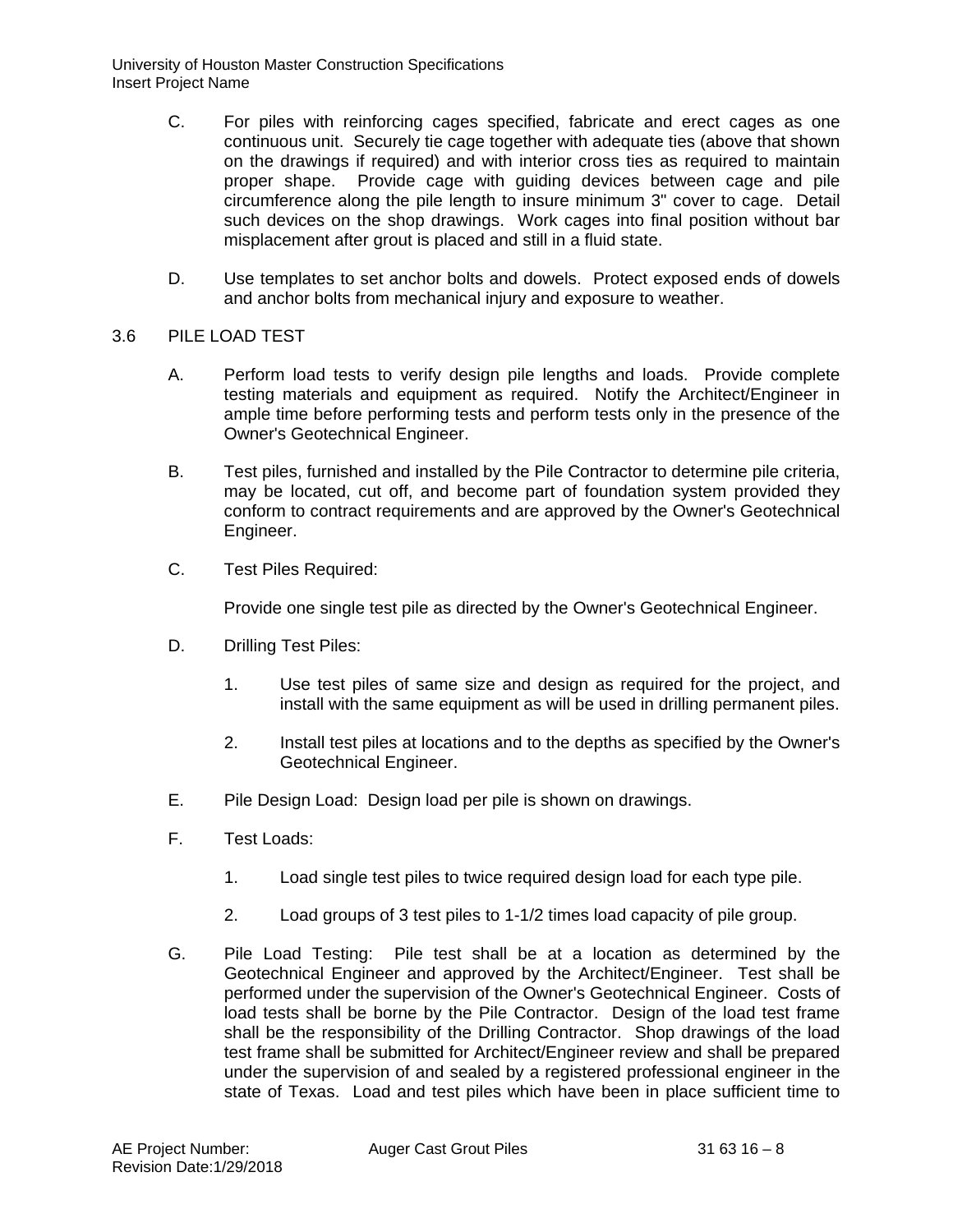C. For piles with reinforcing cages specified, fabricate and erect cages as one continuous unit. Securely tie cage together with adequate ties (above that shown on the drawings if required) and with interior cross ties as required to maintain proper shape. Provide cage with guiding devices between cage and pile circumference along the pile length to insure minimum 3" cover to cage. Detail such devices on the shop drawings. Work cages into final position without bar misplacement after grout is placed and still in a fluid state.

D. Use templates to set anchor bolts and dowels. Protect exposed ends of dowels and anchor bolts from mechanical injury and exposure to weather.

## 3.6 PILE LOAD TEST

A. Perform load tests to verify design pile lengths and loads. Provide complete testing materials and equipment as required. Notify the Architect/Engineer in ample time before performing tests and perform tests only in the presence of the Owner's Geotechnical Engineer.

B. Test piles, furnished and installed by the Pile Contractor to determine pile criteria, may be located, cut off, and become part of foundation system provided they conform to contract requirements and are approved by the Owner's Geotechnical Engineer.

C. Test Piles Required:

Provide one single test pile as directed by the Owner's Geotechnical Engineer.

D. Drilling Test Piles:

1. Use test piles of same size and design as required for the project, and install with the same equipment as will be used in drilling permanent piles.

2. Install test piles at locations and to the depths as specified by the Owner's Geotechnical Engineer.

E. Pile Design Load: Design load per pile is shown on drawings.

F. Test Loads:

1. Load single test piles to twice required design load for each type pile.

2. Load groups of 3 test piles to 1-1/2 times load capacity of pile group.

G. Pile Load Testing: Pile test shall be at a location as determined by the Geotechnical Engineer and approved by the Architect/Engineer. Test shall be performed under the supervision of the Owner's Geotechnical Engineer. Costs of load tests shall be borne by the Pile Contractor. Design of the load test frame shall be the responsibility of the Drilling Contractor. Shop drawings of the load test frame shall be submitted for Architect/Engineer review and shall be prepared under the supervision of and sealed by a registered professional engineer in the state of Texas. Load and test piles which have been in place sufficient time to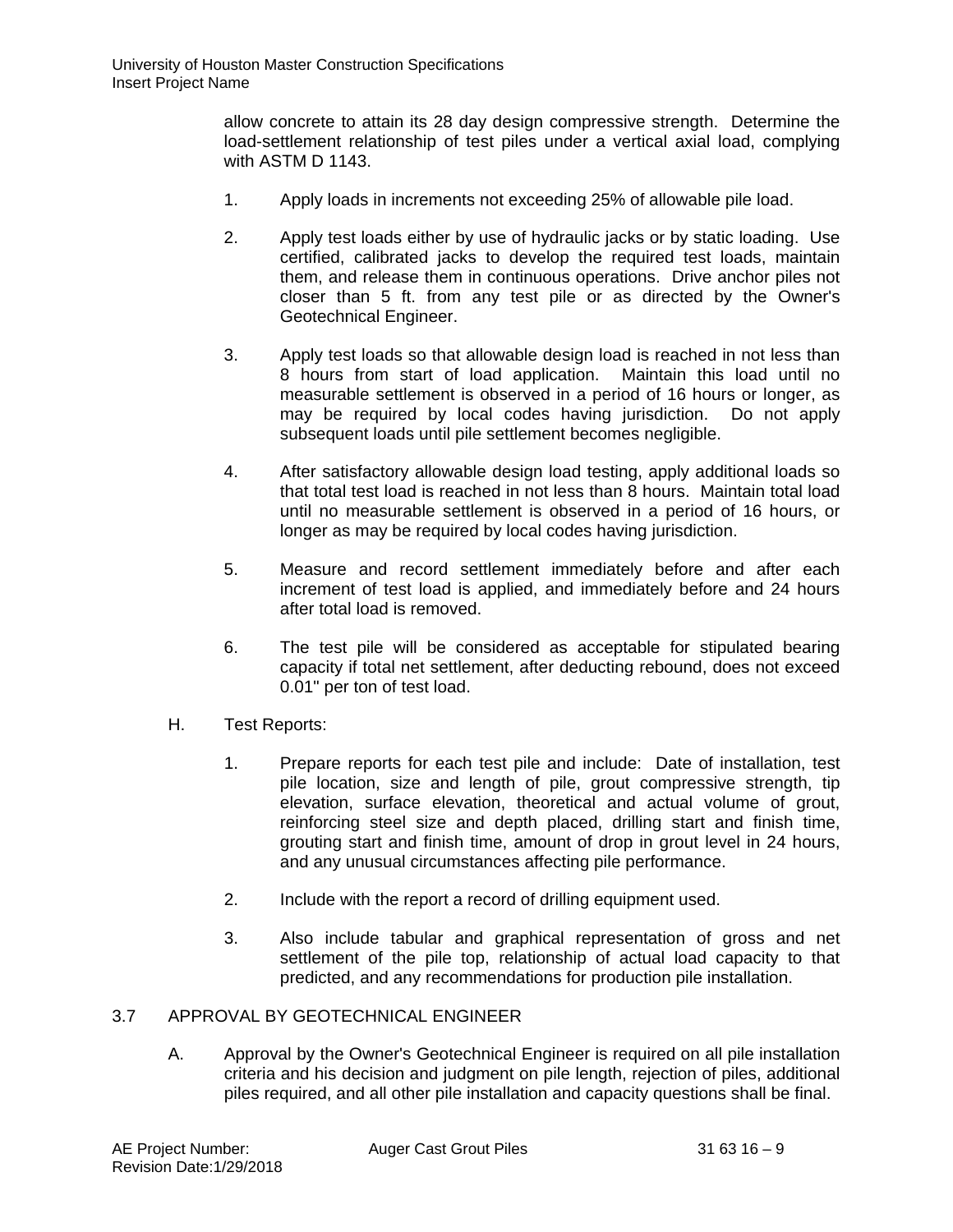allow concrete to attain its 28 day design compressive strength. Determine the load-settlement relationship of test piles under a vertical axial load, complying with ASTM D 1143.

1. Apply loads in increments not exceeding 25% of allowable pile load.

2. Apply test loads either by use of hydraulic jacks or by static loading. Use certified, calibrated jacks to develop the required test loads, maintain them, and release them in continuous operations. Drive anchor piles not closer than 5 ft. from any test pile or as directed by the Owner's Geotechnical Engineer.

3. Apply test loads so that allowable design load is reached in not less than 8 hours from start of load application. Maintain this load until no measurable settlement is observed in a period of 16 hours or longer, as may be required by local codes having jurisdiction. Do not apply subsequent loads until pile settlement becomes negligible.

4. After satisfactory allowable design load testing, apply additional loads so that total test load is reached in not less than 8 hours. Maintain total load until no measurable settlement is observed in a period of 16 hours, or longer as may be required by local codes having jurisdiction.

5. Measure and record settlement immediately before and after each increment of test load is applied, and immediately before and 24 hours after total load is removed.

6. The test pile will be considered as acceptable for stipulated bearing capacity if total net settlement, after deducting rebound, does not exceed 0.01" per ton of test load.

H. Test Reports:

1. Prepare reports for each test pile and include: Date of installation, test pile location, size and length of pile, grout compressive strength, tip elevation, surface elevation, theoretical and actual volume of grout, reinforcing steel size and depth placed, drilling start and finish time, grouting start and finish time, amount of drop in grout level in 24 hours, and any unusual circumstances affecting pile performance.

2. Include with the report a record of drilling equipment used.

3. Also include tabular and graphical representation of gross and net settlement of the pile top, relationship of actual load capacity to that predicted, and any recommendations for production pile installation.

## 3.7 APPROVAL BY GEOTECHNICAL ENGINEER

A. Approval by the Owner's Geotechnical Engineer is required on all pile installation criteria and his decision and judgment on pile length, rejection of piles, additional piles required, and all other pile installation and capacity questions shall be final.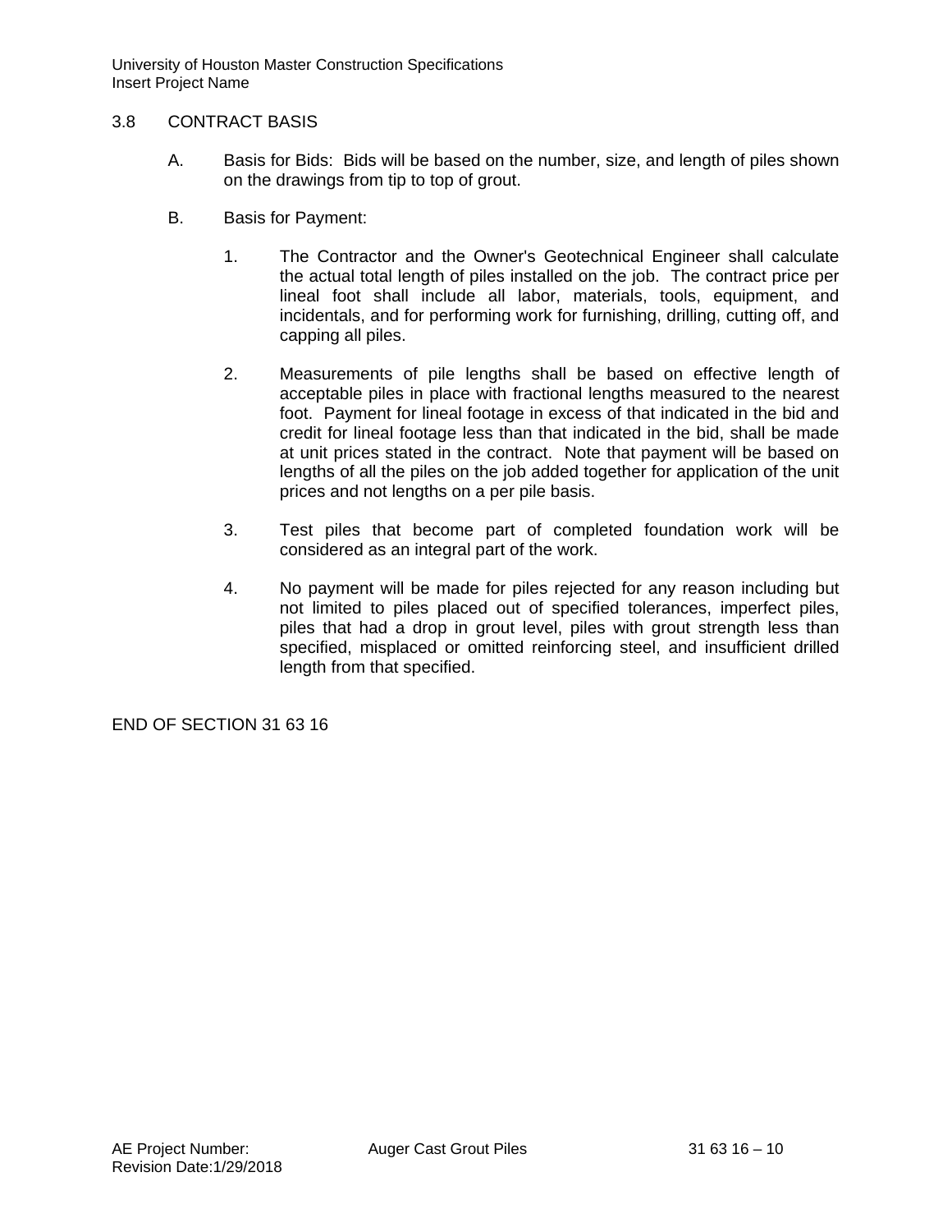## 3.8 CONTRACT BASIS

A. Basis for Bids: Bids will be based on the number, size, and length of piles shown on the drawings from tip to top of grout.

B. Basis for Payment:

1. The Contractor and the Owner's Geotechnical Engineer shall calculate the actual total length of piles installed on the job. The contract price per lineal foot shall include all labor, materials, tools, equipment, and incidentals, and for performing work for furnishing, drilling, cutting off, and capping all piles.

2. Measurements of pile lengths shall be based on effective length of acceptable piles in place with fractional lengths measured to the nearest foot. Payment for lineal footage in excess of that indicated in the bid and credit for lineal footage less than that indicated in the bid, shall be made at unit prices stated in the contract. Note that payment will be based on lengths of all the piles on the job added together for application of the unit prices and not lengths on a per pile basis.

3. Test piles that become part of completed foundation work will be considered as an integral part of the work.

4. No payment will be made for piles rejected for any reason including but not limited to piles placed out of specified tolerances, imperfect piles, piles that had a drop in grout level, piles with grout strength less than specified, misplaced or omitted reinforcing steel, and insufficient drilled length from that specified.

END OF SECTION 31 63 16